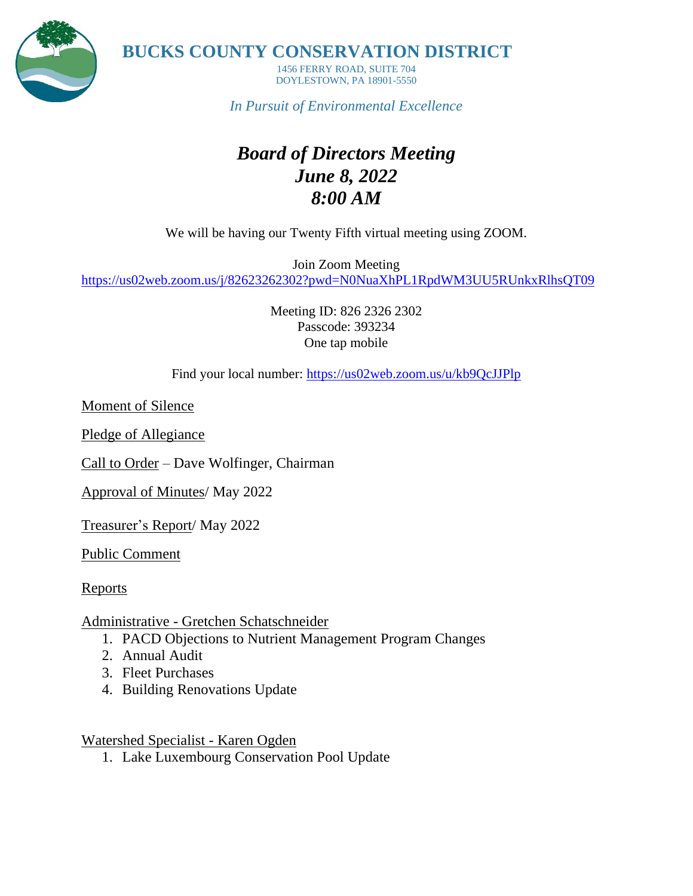# BUCKS COUNTY CONSERVATION DISTRICT

1456 FERRY ROAD, SUITE 704
DOYLESTOWN, PA 18901-5550

*In Pursuit of Environmental Excellence*

## *Board of Directors Meeting*
## *June 8, 2022*
## *8:00 AM*

We will be having our Twenty Fifth virtual meeting using ZOOM.

Join Zoom Meeting
https://us02web.zoom.us/j/82623262302?pwd=N0NuaXhPL1RpdWM3UU5RUnkxRlhsQT09

Meeting ID: 826 2326 2302
Passcode: 393234
One tap mobile

Find your local number: https://us02web.zoom.us/u/kb9QcJJPlp

Moment of Silence

Pledge of Allegiance

Call to Order – Dave Wolfinger, Chairman

Approval of Minutes/ May 2022

Treasurer's Report/ May 2022

Public Comment

Reports

Administrative - Gretchen Schatschneider

1. PACD Objections to Nutrient Management Program Changes
2. Annual Audit
3. Fleet Purchases
4. Building Renovations Update

Watershed Specialist - Karen Ogden

1. Lake Luxembourg Conservation Pool Update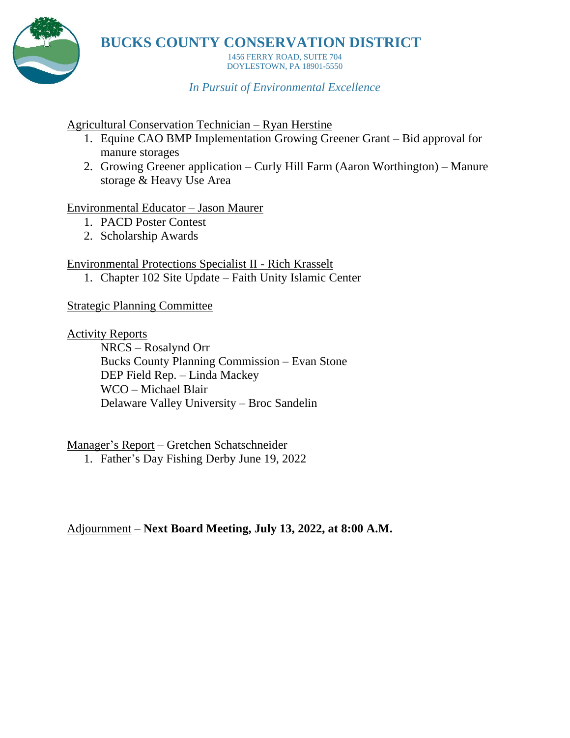# BUCKS COUNTY CONSERVATION DISTRICT

1456 FERRY ROAD, SUITE 704
DOYLESTOWN, PA 18901-5550

*In Pursuit of Environmental Excellence*

Agricultural Conservation Technician – Ryan Herstine

1. Equine CAO BMP Implementation Growing Greener Grant – Bid approval for manure storages
2. Growing Greener application – Curly Hill Farm (Aaron Worthington) – Manure storage & Heavy Use Area

Environmental Educator – Jason Maurer

1. PACD Poster Contest
2. Scholarship Awards

Environmental Protections Specialist II - Rich Krasselt

1. Chapter 102 Site Update – Faith Unity Islamic Center

Strategic Planning Committee

Activity Reports

NRCS – Rosalynd Orr
Bucks County Planning Commission – Evan Stone
DEP Field Rep. – Linda Mackey
WCO – Michael Blair
Delaware Valley University – Broc Sandelin

Manager's Report – Gretchen Schatschneider

1. Father's Day Fishing Derby June 19, 2022

Adjournment – **Next Board Meeting, July 13, 2022, at 8:00 A.M.**